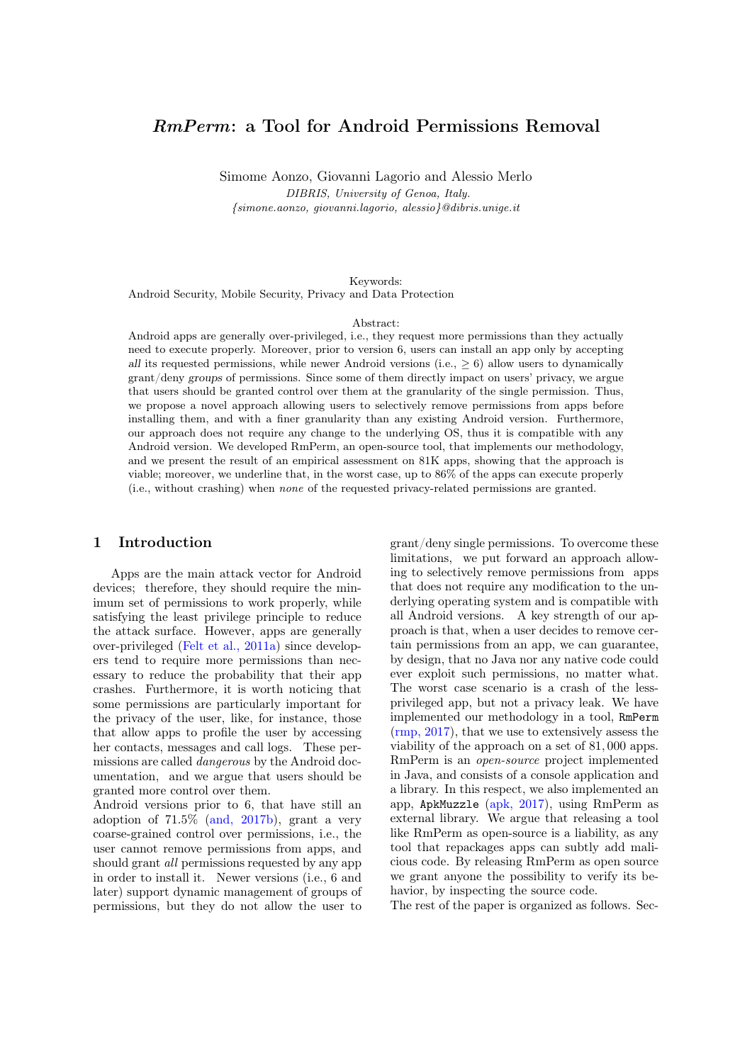# *RmPerm*: a Tool for Android Permissions Removal

Simone Aonzo, Giovanni Lagorio and Alessio Merlo

*DIBRIS, University of Genoa, Italy.*

*{simone.aonzo, giovanni.lagorio, alessio}@dibris.unige.it*

Keywords:

Android Security, Mobile Security, Privacy and Data Protection

Abstract:

Android apps are generally over-privileged, i.e., they request more permissions than they actually need to execute properly. Moreover, prior to version 6, users can install an app only by accepting *all* its requested permissions, while newer Android versions (i.e., $\geq 6$) allow users to dynamically grant/deny *groups* of permissions. Since some of them directly impact on users' privacy, we argue that users should be granted control over them at the granularity of the single permission. Thus, we propose a novel approach allowing users to selectively remove permissions from apps before installing them, and with a finer granularity than any existing Android version. Furthermore, our approach does not require any change to the underlying OS, thus it is compatible with any Android version. We developed RmPerm, an open-source tool, that implements our methodology, and we present the result of an empirical assessment on 81K apps, showing that the approach is viable; moreover, we underline that, in the worst case, up to 86% of the apps can execute properly (i.e., without crashing) when *none* of the requested privacy-related permissions are granted.

## 1 Introduction

Apps are the main attack vector for Android devices; therefore, they should require the minimum set of permissions to work properly, while satisfying the least privilege principle to reduce the attack surface. However, apps are generally over-privileged (Felt et al., 2011a) since developers tend to require more permissions than necessary to reduce the probability that their app crashes. Furthermore, it is worth noticing that some permissions are particularly important for the privacy of the user, like, for instance, those that allow apps to profile the user by accessing her contacts, messages and call logs. These permissions are called *dangerous* by the Android documentation, and we argue that users should be granted more control over them.

Android versions prior to 6, that have still an adoption of 71.5% (and, 2017b), grant a very coarse-grained control over permissions, i.e., the user cannot remove permissions from apps, and should grant *all* permissions requested by any app in order to install it. Newer versions (i.e., 6 and later) support dynamic management of groups of permissions, but they do not allow the user to grant/deny single permissions. To overcome these limitations, we put forward an approach allowing to selectively remove permissions from apps that does not require any modification to the underlying operating system and is compatible with all Android versions. A key strength of our approach is that, when a user decides to remove certain permissions from an app, we can guarantee, by design, that no Java nor any native code could ever exploit such permissions, no matter what. The worst case scenario is a crash of the less-privileged app, but not a privacy leak. We have implemented our methodology in a tool, `RmPerm` (rmp, 2017), that we use to extensively assess the viability of the approach on a set of $81,000$ apps. RmPerm is an *open-source* project implemented in Java, and consists of a console application and a library. In this respect, we also implemented an app, `ApkMuzzle` (apk, 2017), using RmPerm as external library. We argue that releasing a tool like RmPerm as open-source is a liability, as any tool that repackages apps can subtly add malicious code. By releasing RmPerm as open source we grant anyone the possibility to verify its behavior, by inspecting the source code.

The rest of the paper is organized as follows. Sec-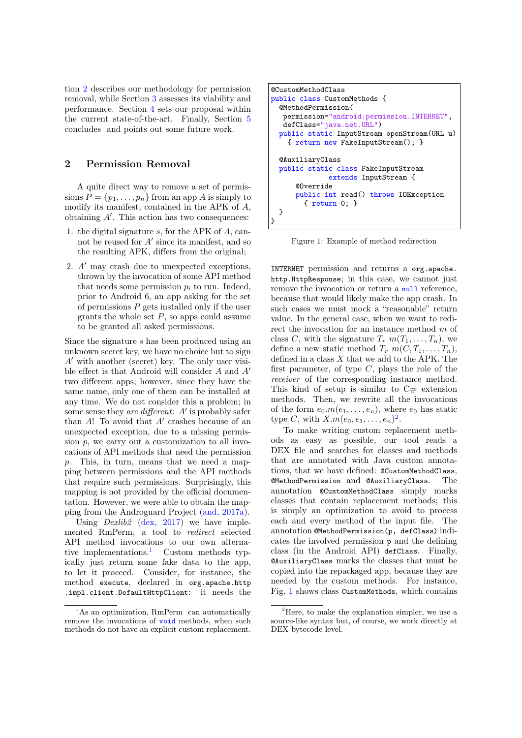tion 2 describes our methodology for permission removal, while Section 3 assesses its viability and performance. Section 4 sets our proposal within the current state-of-the-art. Finally, Section 5 concludes and points out some future work.

## 2 Permission Removal

A quite direct way to remove a set of permissions $P = \{p_1, \ldots, p_n\}$ from an app $A$ is simply to modify its manifest, contained in the APK of $A$, obtaining $A'$. This action has two consequences:

1. the digital signature $s$, for the APK of $A$, cannot be reused for $A'$ since its manifest, and so the resulting APK, differs from the original;
2. $A'$ may crash due to unexpected exceptions, thrown by the invocation of some API method that needs some permission $p_i$ to run. Indeed, prior to Android 6, an app asking for the set of permissions $P$ gets installed only if the user grants the whole set $P$, so apps could assume to be granted all asked permissions.

Since the signature $s$ has been produced using an unknown secret key, we have no choice but to sign $A'$ with another (secret) key. The only user visible effect is that Android will consider $A$ and $A'$ two different apps; however, since they have the same name, only one of them can be installed at any time. We do not consider this a problem; in some sense they *are different*: $A'$ is probably safer than $A$! To avoid that $A'$ crashes because of an unexpected exception, due to a missing permission $p$, we carry out a customization to all invocations of API methods that need the permission $p$. This, in turn, means that we need a mapping between permissions and the API methods that require such permissions. Surprisingly, this mapping is not provided by the official documentation. However, we were able to obtain the mapping from the Androguard Project (and, 2017a).

Using *Dexlib2* (dex, 2017) we have implemented RmPerm, a tool to *redirect* selected API method invocations to our own alternative implementations.[1] Custom methods typically just return some fake data to the app, to let it proceed. Consider, for instance, the method `execute`, declared in `org.apache.http.impl.client.DefaultHttpClient`: it needs the `INTERNET` permission and returns a `org.apache.http.HttpResponse`; in this case, we cannot just remove the invocation or return a `null` reference, because that would likely make the app crash. In such cases we must mock a "reasonable" return value. In the general case, when we want to redirect the invocation for an instance method $m$ of class $C$, with the signature $T_r\ m(T_1, \ldots, T_n)$, we define a new static method $T_r\ m(C, T_1, \ldots, T_n)$, defined in a class $X$ that we add to the APK. The first parameter, of type $C$, plays the role of the *receiver* of the corresponding instance method. This kind of setup is similar to C# extension methods. Then, we rewrite all the invocations of the form $e_0.m(e_1, \ldots, e_n)$, where $e_0$ has static type $C$, with $X.m(e_0, e_1, \ldots, e_n)$[2].

```
@CustomMethodClass
public class CustomMethods {
  @MethodPermission(
   permission="android.permission.INTERNET",
   defClass="java.net.URL")
  public static InputStream openStream(URL u)
    { return new FakeInputStream(); }

  @AuxiliaryClass
  public static class FakeInputStream
              extends InputStream {
      @Override
      public int read() throws IOException
        { return 0; }
  }
}
```

Figure 1: Example of method redirection

To make writing custom replacement methods as easy as possible, our tool reads a DEX file and searches for classes and methods that are annotated with Java custom annotations, that we have defined: `@CustomMethodClass`, `@MethodPermission` and `@AuxiliaryClass`. The annotation `@CustomMethodClass` simply marks classes that contain replacement methods; this is simply an optimization to avoid to process each and every method of the input file. The annotation `@MethodPermission(p, defClass)` indicates the involved permission `p` and the defining class (in the Android API) `defClass`. Finally, `@AuxiliaryClass` marks the classes that must be copied into the repackaged app, because they are needed by the custom methods. For instance, Fig. 1 shows class `CustomMethods`, which contains

[1] As an optimization, RmPerm can automatically remove the invocations of `void` methods, when such methods do not have an explicit custom replacement.

[2] Here, to make the explanation simpler, we use a source-like syntax but, of course, we work directly at DEX bytecode level.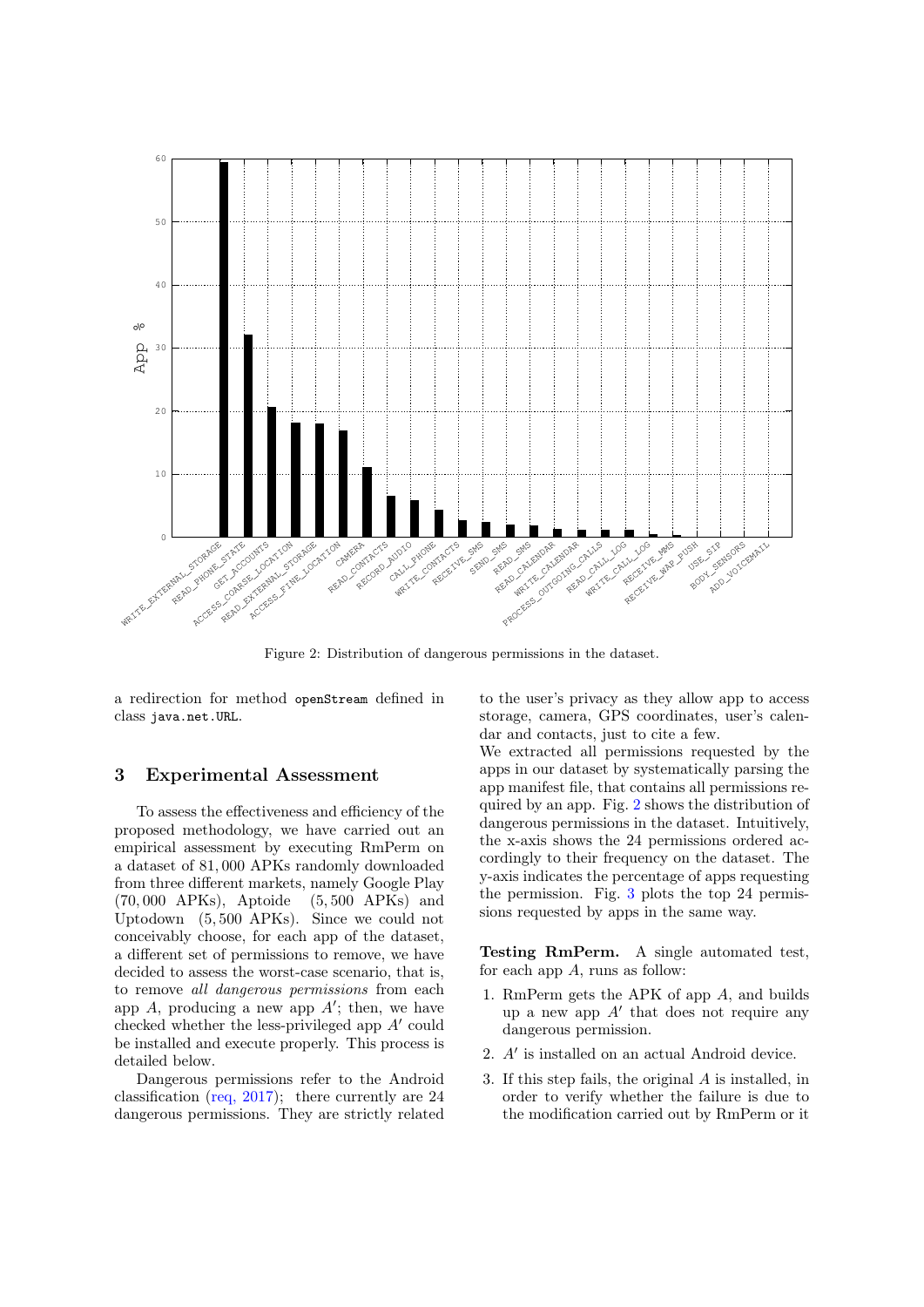Figure 2: Distribution of dangerous permissions in the dataset.

a redirection for method `openStream` defined in class `java.net.URL`.

## 3 Experimental Assessment

To assess the effectiveness and efficiency of the proposed methodology, we have carried out an empirical assessment by executing RmPerm on a dataset of 81,000 APKs randomly downloaded from three different markets, namely Google Play (70,000 APKs), Aptoide (5,500 APKs) and Uptodown (5,500 APKs). Since we could not conceivably choose, for each app of the dataset, a different set of permissions to remove, we have decided to assess the worst-case scenario, that is, to remove *all dangerous permissions* from each app $A$, producing a new app $A'$; then, we have checked whether the less-privileged app $A'$ could be installed and execute properly. This process is detailed below.

Dangerous permissions refer to the Android classification (req, 2017); there currently are 24 dangerous permissions. They are strictly related to the user's privacy as they allow app to access storage, camera, GPS coordinates, user's calendar and contacts, just to cite a few.

We extracted all permissions requested by the apps in our dataset by systematically parsing the app manifest file, that contains all permissions required by an app. Fig. 2 shows the distribution of dangerous permissions in the dataset. Intuitively, the x-axis shows the 24 permissions ordered accordingly to their frequency on the dataset. The y-axis indicates the percentage of apps requesting the permission. Fig. 3 plots the top 24 permissions requested by apps in the same way.

**Testing RmPerm.** A single automated test, for each app $A$, runs as follow:

1. RmPerm gets the APK of app $A$, and builds up a new app $A'$ that does not require any dangerous permission.
2. $A'$ is installed on an actual Android device.
3. If this step fails, the original $A$ is installed, in order to verify whether the failure is due to the modification carried out by RmPerm or it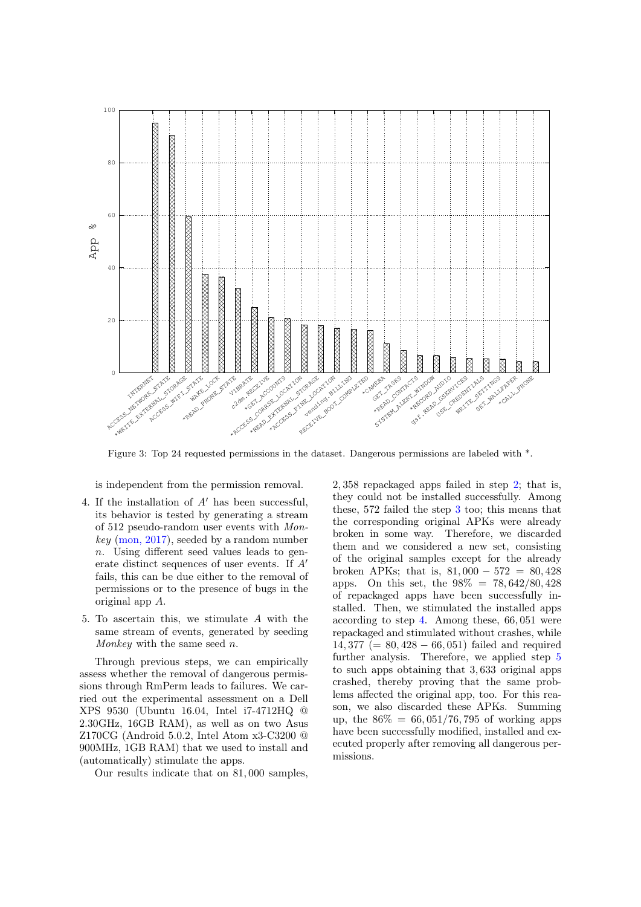Figure 3: Top 24 requested permissions in the dataset. Dangerous permissions are labeled with *.

is independent from the permission removal.

4. If the installation of $A'$ has been successful, its behavior is tested by generating a stream of 512 pseudo-random user events with *Monkey* (mon, 2017), seeded by a random number $n$. Using different seed values leads to generate distinct sequences of user events. If $A'$ fails, this can be due either to the removal of permissions or to the presence of bugs in the original app $A$.

5. To ascertain this, we stimulate $A$ with the same stream of events, generated by seeding *Monkey* with the same seed $n$.

Through previous steps, we can empirically assess whether the removal of dangerous permissions through RmPerm leads to failures. We carried out the experimental assessment on a Dell XPS 9530 (Ubuntu 16.04, Intel i7-4712HQ @ 2.30GHz, 16GB RAM), as well as on two Asus Z170CG (Android 5.0.2, Intel Atom x3-C3200 @ 900MHz, 1GB RAM) that we used to install and (automatically) stimulate the apps.

Our results indicate that on 81,000 samples, 2,358 repackaged apps failed in step 2; that is, they could not be installed successfully. Among these, 572 failed the step 3 too; that means that the corresponding original APKs were already broken in some way. Therefore, we discarded them and we considered a new set, consisting of the original samples except for the already broken APKs; that is, $81,000 - 572 = 80,428$ apps. On this set, the $98\% = 78,642/80,428$ of repackaged apps have been successfully installed. Then, we stimulated the installed apps according to step 4. Among these, 66,051 were repackaged and stimulated without crashes, while $14,377$ $(= 80,428 - 66,051)$ failed and required further analysis. Therefore, we applied step 5 to such apps obtaining that 3,633 original apps crashed, thereby proving that the same problems affected the original app, too. For this reason, we also discarded these APKs. Summing up, the $86\% = 66,051/76,795$ of working apps have been successfully modified, installed and executed properly after removing all dangerous permissions.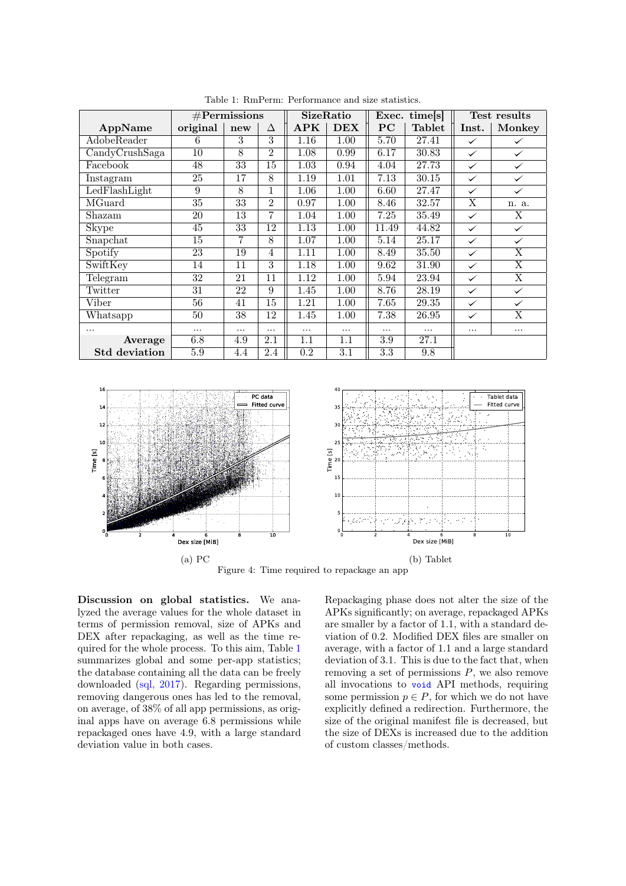Table 1: RmPerm: Performance and size statistics.

| AppName | #Permissions | | | SizeRatio | | Exec. time[s] | | Test results | |
|---|---|---|---|---|---|---|---|---|---|
| | original | new | Δ | APK | DEX | PC | Tablet | Inst. | Monkey |
| AdobeReader | 6 | 3 | 3 | 1.16 | 1.00 | 5.70 | 27.41 | ✓ | ✓ |
| CandyCrushSaga | 10 | 8 | 2 | 1.08 | 0.99 | 6.17 | 30.83 | ✓ | ✓ |
| Facebook | 48 | 33 | 15 | 1.03 | 0.94 | 4.04 | 27.73 | ✓ | ✓ |
| Instagram | 25 | 17 | 8 | 1.19 | 1.01 | 7.13 | 30.15 | ✓ | ✓ |
| LedFlashLight | 9 | 8 | 1 | 1.06 | 1.00 | 6.60 | 27.47 | ✓ | ✓ |
| MGuard | 35 | 33 | 2 | 0.97 | 1.00 | 8.46 | 32.57 | X | n. a. |
| Shazam | 20 | 13 | 7 | 1.04 | 1.00 | 7.25 | 35.49 | ✓ | X |
| Skype | 45 | 33 | 12 | 1.13 | 1.00 | 11.49 | 44.82 | ✓ | ✓ |
| Snapchat | 15 | 7 | 8 | 1.07 | 1.00 | 5.14 | 25.17 | ✓ | ✓ |
| Spotify | 23 | 19 | 4 | 1.11 | 1.00 | 8.49 | 35.50 | ✓ | X |
| SwiftKey | 14 | 11 | 3 | 1.18 | 1.00 | 9.62 | 31.90 | ✓ | X |
| Telegram | 32 | 21 | 11 | 1.12 | 1.00 | 5.94 | 23.94 | ✓ | X |
| Twitter | 31 | 22 | 9 | 1.45 | 1.00 | 8.76 | 28.19 | ✓ | ✓ |
| Viber | 56 | 41 | 15 | 1.21 | 1.00 | 7.65 | 29.35 | ✓ | ✓ |
| Whatsapp | 50 | 38 | 12 | 1.45 | 1.00 | 7.38 | 26.95 | ✓ | X |
| ... | ... | ... | ... | ... | ... | ... | ... | ... | ... |
| **Average** | 6.8 | 4.9 | 2.1 | 1.1 | 1.1 | 3.9 | 27.1 | | |
| **Std deviation** | 5.9 | 4.4 | 2.4 | 0.2 | 3.1 | 3.3 | 9.8 | | |

(a) PC (b) Tablet

Figure 4: Time required to repackage an app

**Discussion on global statistics.** We analyzed the average values for the whole dataset in terms of permission removal, size of APKs and DEX after repackaging, as well as the time required for the whole process. To this aim, Table 1 summarizes global and some per-app statistics; the database containing all the data can be freely downloaded (sql, 2017). Regarding permissions, removing dangerous ones has led to the removal, on average, of 38% of all app permissions, as original apps have on average 6.8 permissions while repackaged ones have 4.9, with a large standard deviation value in both cases.

Repackaging phase does not alter the size of the APKs significantly; on average, repackaged APKs are smaller by a factor of 1.1, with a standard deviation of 0.2. Modified DEX files are smaller on average, with a factor of 1.1 and a large standard deviation of 3.1. This is due to the fact that, when removing a set of permissions $P$, we also remove all invocations to `void` API methods, requiring some permission $p \in P$, for which we do not have explicitly defined a redirection. Furthermore, the size of the original manifest file is decreased, but the size of DEXs is increased due to the addition of custom classes/methods.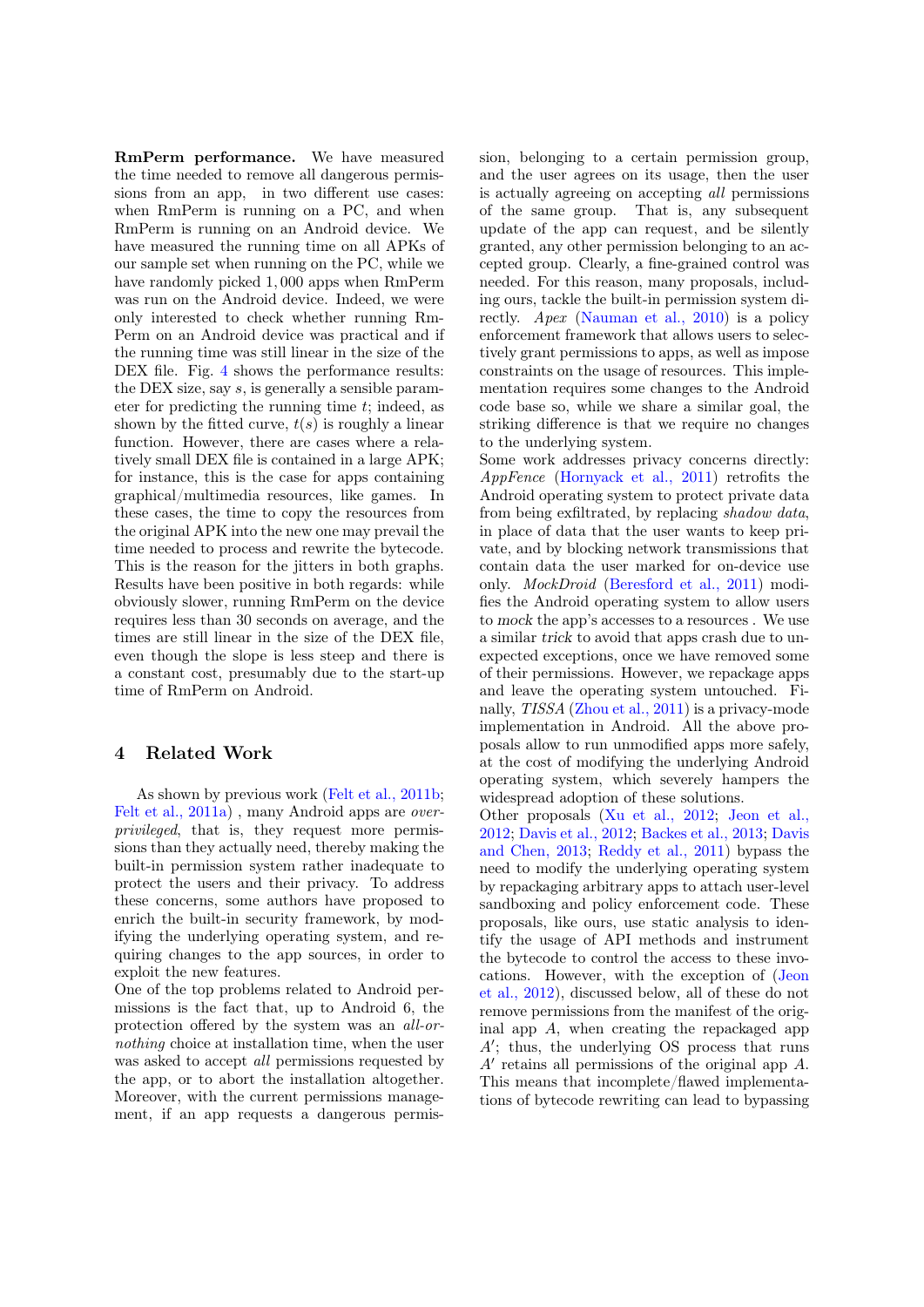**RmPerm performance.** We have measured the time needed to remove all dangerous permissions from an app, in two different use cases: when RmPerm is running on a PC, and when RmPerm is running on an Android device. We have measured the running time on all APKs of our sample set when running on the PC, while we have randomly picked 1,000 apps when RmPerm was run on the Android device. Indeed, we were only interested to check whether running RmPerm on an Android device was practical and if the running time was still linear in the size of the DEX file. Fig. 4 shows the performance results: the DEX size, say $s$, is generally a sensible parameter for predicting the running time $t$; indeed, as shown by the fitted curve, $t(s)$ is roughly a linear function. However, there are cases where a relatively small DEX file is contained in a large APK; for instance, this is the case for apps containing graphical/multimedia resources, like games. In these cases, the time to copy the resources from the original APK into the new one may prevail the time needed to process and rewrite the bytecode. This is the reason for the jitters in both graphs. Results have been positive in both regards: while obviously slower, running RmPerm on the device requires less than 30 seconds on average, and the times are still linear in the size of the DEX file, even though the slope is less steep and there is a constant cost, presumably due to the start-up time of RmPerm on Android.

## 4 Related Work

As shown by previous work (Felt et al., 2011b; Felt et al., 2011a) , many Android apps are *over-privileged*, that is, they request more permissions than they actually need, thereby making the built-in permission system rather inadequate to protect the users and their privacy. To address these concerns, some authors have proposed to enrich the built-in security framework, by modifying the underlying operating system, and requiring changes to the app sources, in order to exploit the new features.

One of the top problems related to Android permissions is the fact that, up to Android 6, the protection offered by the system was an *all-or-nothing* choice at installation time, when the user was asked to accept *all* permissions requested by the app, or to abort the installation altogether. Moreover, with the current permissions management, if an app requests a dangerous permission, belonging to a certain permission group, and the user agrees on its usage, then the user is actually agreeing on accepting *all* permissions of the same group. That is, any subsequent update of the app can request, and be silently granted, any other permission belonging to an accepted group. Clearly, a fine-grained control was needed. For this reason, many proposals, including ours, tackle the built-in permission system directly. *Apex* (Nauman et al., 2010) is a policy enforcement framework that allows users to selectively grant permissions to apps, as well as impose constraints on the usage of resources. This implementation requires some changes to the Android code base so, while we share a similar goal, the striking difference is that we require no changes to the underlying system.

Some work addresses privacy concerns directly: *AppFence* (Hornyack et al., 2011) retrofits the Android operating system to protect private data from being exfiltrated, by replacing *shadow data*, in place of data that the user wants to keep private, and by blocking network transmissions that contain data the user marked for on-device use only. *MockDroid* (Beresford et al., 2011) modifies the Android operating system to allow users to *mock* the app's accesses to a resources . We use a similar *trick* to avoid that apps crash due to unexpected exceptions, once we have removed some of their permissions. However, we repackage apps and leave the operating system untouched. Finally, *TISSA* (Zhou et al., 2011) is a privacy-mode implementation in Android. All the above proposals allow to run unmodified apps more safely, at the cost of modifying the underlying Android operating system, which severely hampers the widespread adoption of these solutions.

Other proposals (Xu et al., 2012; Jeon et al., 2012; Davis et al., 2012; Backes et al., 2013; Davis and Chen, 2013; Reddy et al., 2011) bypass the need to modify the underlying operating system by repackaging arbitrary apps to attach user-level sandboxing and policy enforcement code. These proposals, like ours, use static analysis to identify the usage of API methods and instrument the bytecode to control the access to these invocations. However, with the exception of (Jeon et al., 2012), discussed below, all of these do not remove permissions from the manifest of the original app $A$, when creating the repackaged app $A'$; thus, the underlying OS process that runs $A'$ retains all permissions of the original app $A$. This means that incomplete/flawed implementations of bytecode rewriting can lead to bypassing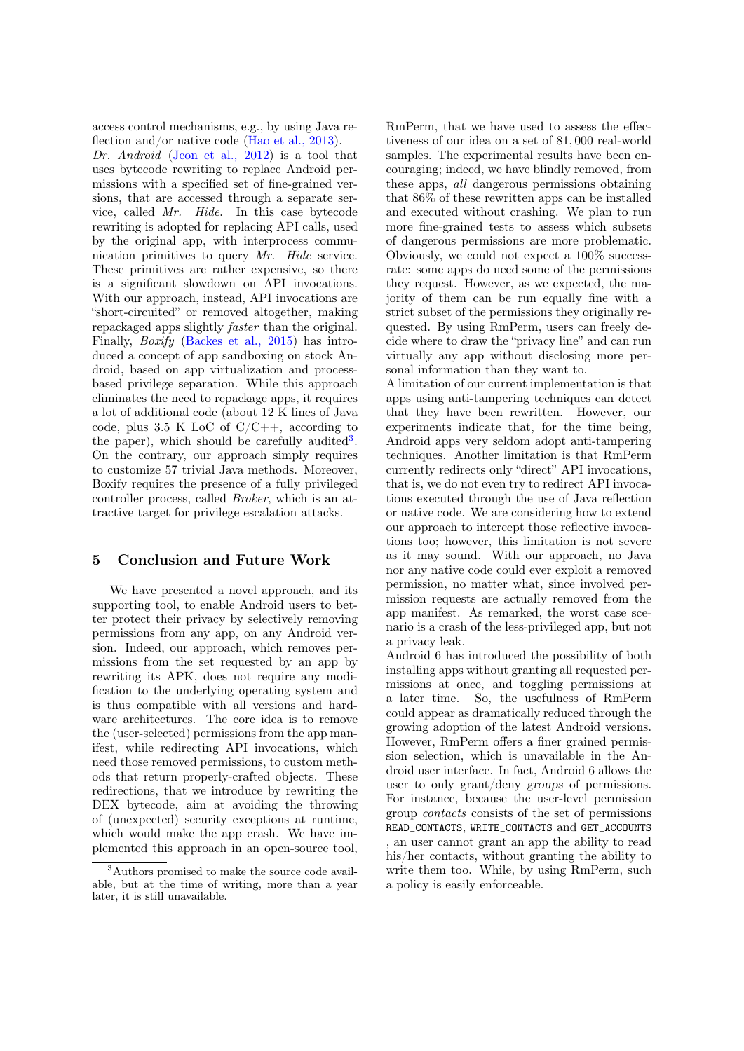access control mechanisms, e.g., by using Java reflection and/or native code (Hao et al., 2013).

*Dr. Android* (Jeon et al., 2012) is a tool that uses bytecode rewriting to replace Android permissions with a specified set of fine-grained versions, that are accessed through a separate service, called *Mr. Hide*. In this case bytecode rewriting is adopted for replacing API calls, used by the original app, with interprocess communication primitives to query *Mr. Hide* service. These primitives are rather expensive, so there is a significant slowdown on API invocations. With our approach, instead, API invocations are "short-circuited" or removed altogether, making repackaged apps slightly *faster* than the original.

Finally, *Boxify* (Backes et al., 2015) has introduced a concept of app sandboxing on stock Android, based on app virtualization and process-based privilege separation. While this approach eliminates the need to repackage apps, it requires a lot of additional code (about 12 K lines of Java code, plus 3.5 K LoC of C/C++, according to the paper), which should be carefully audited[3]. On the contrary, our approach simply requires to customize 57 trivial Java methods. Moreover, Boxify requires the presence of a fully privileged controller process, called *Broker*, which is an attractive target for privilege escalation attacks.

## 5 Conclusion and Future Work

We have presented a novel approach, and its supporting tool, to enable Android users to better protect their privacy by selectively removing permissions from any app, on any Android version. Indeed, our approach, which removes permissions from the set requested by an app by rewriting its APK, does not require any modification to the underlying operating system and is thus compatible with all versions and hardware architectures. The core idea is to remove the (user-selected) permissions from the app manifest, while redirecting API invocations, which need those removed permissions, to custom methods that return properly-crafted objects. These redirections, that we introduce by rewriting the DEX bytecode, aim at avoiding the throwing of (unexpected) security exceptions at runtime, which would make the app crash. We have implemented this approach in an open-source tool, RmPerm, that we have used to assess the effectiveness of our idea on a set of 81,000 real-world samples. The experimental results have been encouraging; indeed, we have blindly removed, from these apps, *all* dangerous permissions obtaining that 86% of these rewritten apps can be installed and executed without crashing. We plan to run more fine-grained tests to assess which subsets of dangerous permissions are more problematic. Obviously, we could not expect a 100% success-rate: some apps do need some of the permissions they request. However, as we expected, the majority of them can be run equally fine with a strict subset of the permissions they originally requested. By using RmPerm, users can freely decide where to draw the "privacy line" and can run virtually any app without disclosing more personal information than they want to.

A limitation of our current implementation is that apps using anti-tampering techniques can detect that they have been rewritten. However, our experiments indicate that, for the time being, Android apps very seldom adopt anti-tampering techniques. Another limitation is that RmPerm currently redirects only "direct" API invocations, that is, we do not even try to redirect API invocations executed through the use of Java reflection or native code. We are considering how to extend our approach to intercept those reflective invocations too; however, this limitation is not severe as it may sound. With our approach, no Java nor any native code could ever exploit a removed permission, no matter what, since involved permission requests are actually removed from the app manifest. As remarked, the worst case scenario is a crash of the less-privileged app, but not a privacy leak.

Android 6 has introduced the possibility of both installing apps without granting all requested permissions at once, and toggling permissions at a later time. So, the usefulness of RmPerm could appear as dramatically reduced through the growing adoption of the latest Android versions. However, RmPerm offers a finer grained permission selection, which is unavailable in the Android user interface. In fact, Android 6 allows the user to only grant/deny *groups* of permissions. For instance, because the user-level permission group *contacts* consists of the set of permissions `READ_CONTACTS`, `WRITE_CONTACTS` and `GET_ACCOUNTS` , an user cannot grant an app the ability to read his/her contacts, without granting the ability to write them too. While, by using RmPerm, such a policy is easily enforceable.

---

[3] Authors promised to make the source code available, but at the time of writing, more than a year later, it is still unavailable.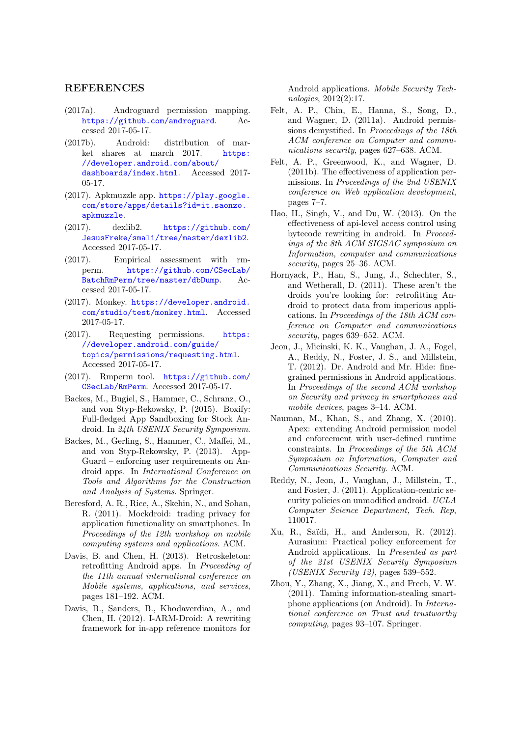## REFERENCES

(2017a). Androguard permission mapping. https://github.com/androguard. Accessed 2017-05-17.

(2017b). Android: distribution of market shares at march 2017. https://developer.android.com/about/dashboards/index.html. Accessed 2017-05-17.

(2017). Apkmuzzle app. https://play.google.com/store/apps/details?id=it.saonzo.apkmuzzle.

(2017). dexlib2. https://github.com/JesusFreke/smali/tree/master/dexlib2. Accessed 2017-05-17.

(2017). Empirical assessment with rmperm. https://github.com/CSecLab/BatchRmPerm/tree/master/dbDump. Accessed 2017-05-17.

(2017). Monkey. https://developer.android.com/studio/test/monkey.html. Accessed 2017-05-17.

(2017). Requesting permissions. https://developer.android.com/guide/topics/permissions/requesting.html. Accessed 2017-05-17.

(2017). Rmperm tool. https://github.com/CSecLab/RmPerm. Accessed 2017-05-17.

Backes, M., Bugiel, S., Hammer, C., Schranz, O., and von Styp-Rekowsky, P. (2015). Boxify: Full-fledged App Sandboxing for Stock Android. In *24th USENIX Security Symposium*.

Backes, M., Gerling, S., Hammer, C., Maffei, M., and von Styp-Rekowsky, P. (2013). AppGuard – enforcing user requirements on Android apps. In *International Conference on Tools and Algorithms for the Construction and Analysis of Systems*. Springer.

Beresford, A. R., Rice, A., Skehin, N., and Sohan, R. (2011). Mockdroid: trading privacy for application functionality on smartphones. In *Proceedings of the 12th workshop on mobile computing systems and applications*. ACM.

Davis, B. and Chen, H. (2013). Retroskeleton: retrofitting Android apps. In *Proceeding of the 11th annual international conference on Mobile systems, applications, and services*, pages 181–192. ACM.

Davis, B., Sanders, B., Khodaverdian, A., and Chen, H. (2012). I-ARM-Droid: A rewriting framework for in-app reference monitors for Android applications. *Mobile Security Technologies*, 2012(2):17.

Felt, A. P., Chin, E., Hanna, S., Song, D., and Wagner, D. (2011a). Android permissions demystified. In *Proceedings of the 18th ACM conference on Computer and communications security*, pages 627–638. ACM.

Felt, A. P., Greenwood, K., and Wagner, D. (2011b). The effectiveness of application permissions. In *Proceedings of the 2nd USENIX conference on Web application development*, pages 7–7.

Hao, H., Singh, V., and Du, W. (2013). On the effectiveness of api-level access control using bytecode rewriting in android. In *Proceedings of the 8th ACM SIGSAC symposium on Information, computer and communications security*, pages 25–36. ACM.

Hornyack, P., Han, S., Jung, J., Schechter, S., and Wetherall, D. (2011). These aren't the droids you're looking for: retrofitting Android to protect data from imperious applications. In *Proceedings of the 18th ACM conference on Computer and communications security*, pages 639–652. ACM.

Jeon, J., Micinski, K. K., Vaughan, J. A., Fogel, A., Reddy, N., Foster, J. S., and Millstein, T. (2012). Dr. Android and Mr. Hide: fine-grained permissions in Android applications. In *Proceedings of the second ACM workshop on Security and privacy in smartphones and mobile devices*, pages 3–14. ACM.

Nauman, M., Khan, S., and Zhang, X. (2010). Apex: extending Android permission model and enforcement with user-defined runtime constraints. In *Proceedings of the 5th ACM Symposium on Information, Computer and Communications Security*. ACM.

Reddy, N., Jeon, J., Vaughan, J., Millstein, T., and Foster, J. (2011). Application-centric security policies on unmodified android. *UCLA Computer Science Department, Tech. Rep*, 110017.

Xu, R., Saïdi, H., and Anderson, R. (2012). Aurasium: Practical policy enforcement for Android applications. In *Presented as part of the 21st USENIX Security Symposium (USENIX Security 12)*, pages 539–552.

Zhou, Y., Zhang, X., Jiang, X., and Freeh, V. W. (2011). Taming information-stealing smartphone applications (on Android). In *International conference on Trust and trustworthy computing*, pages 93–107. Springer.